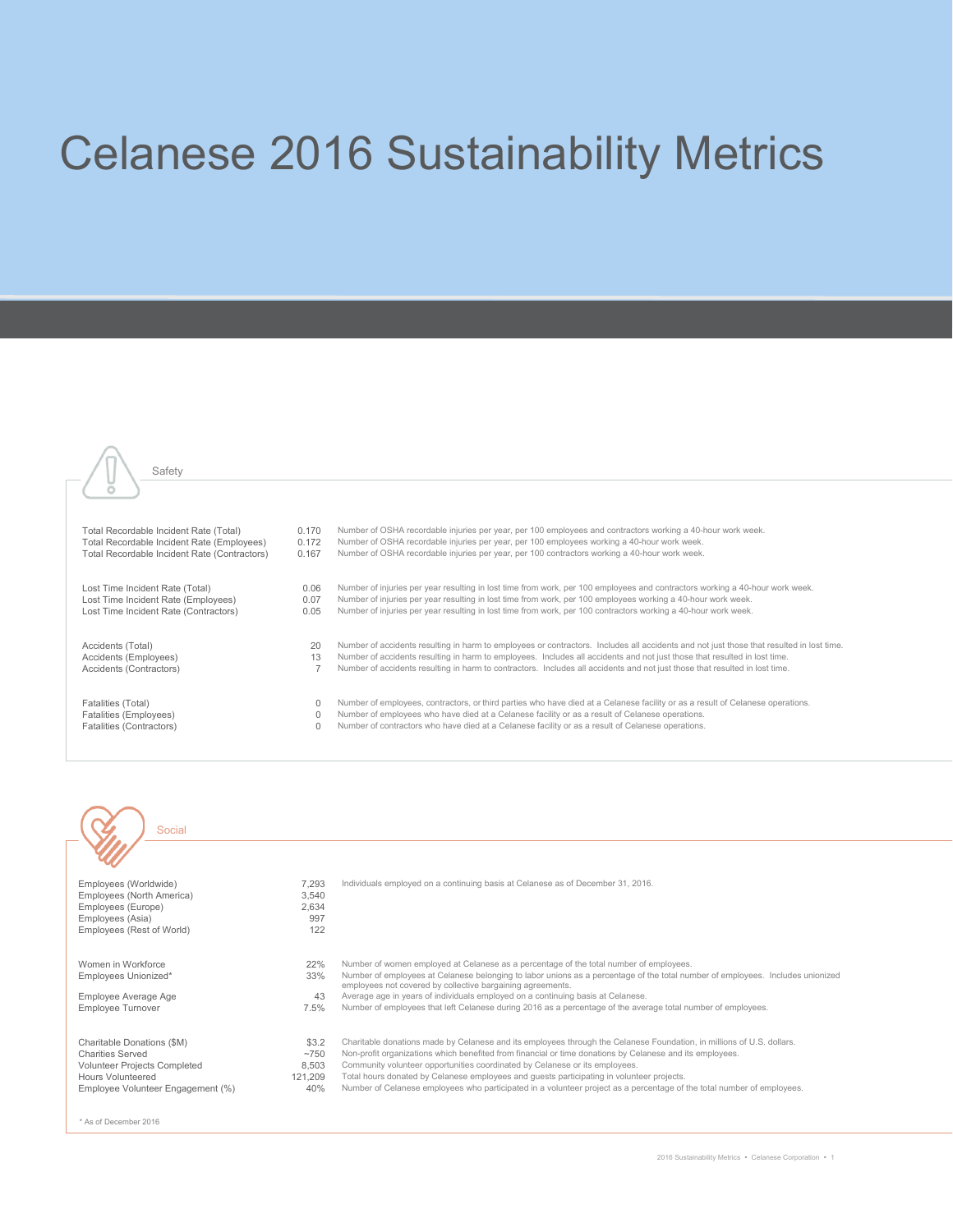# Celanese 2016 Sustainability Metrics

## Safety

| Metric | Value | Description |
|---|---|---|
| Total Recordable Incident Rate (Total) | 0.170 | Number of OSHA recordable injuries per year, per 100 employees and contractors working a 40-hour work week. |
| Total Recordable Incident Rate (Employees) | 0.172 | Number of OSHA recordable injuries per year, per 100 employees working a 40-hour work week. |
| Total Recordable Incident Rate (Contractors) | 0.167 | Number of OSHA recordable injuries per year, per 100 contractors working a 40-hour work week. |
| Lost Time Incident Rate (Total) | 0.06 | Number of injuries per year resulting in lost time from work, per 100 employees and contractors working a 40-hour work week. |
| Lost Time Incident Rate (Employees) | 0.07 | Number of injuries per year resulting in lost time from work, per 100 employees working a 40-hour work week. |
| Lost Time Incident Rate (Contractors) | 0.05 | Number of injuries per year resulting in lost time from work, per 100 contractors working a 40-hour work week. |
| Accidents (Total) | 20 | Number of accidents resulting in harm to employees or contractors. Includes all accidents and not just those that resulted in lost time. |
| Accidents (Employees) | 13 | Number of accidents resulting in harm to employees. Includes all accidents and not just those that resulted in lost time. |
| Accidents (Contractors) | 7 | Number of accidents resulting in harm to contractors. Includes all accidents and not just those that resulted in lost time. |
| Fatalities (Total) | 0 | Number of employees, contractors, or third parties who have died at a Celanese facility or as a result of Celanese operations. |
| Fatalities (Employees) | 0 | Number of employees who have died at a Celanese facility or as a result of Celanese operations. |
| Fatalities (Contractors) | 0 | Number of contractors who have died at a Celanese facility or as a result of Celanese operations. |

## Social

| Metric | Value | Description |
|---|---|---|
| Employees (Worldwide) | 7,293 | Individuals employed on a continuing basis at Celanese as of December 31, 2016. |
| Employees (North America) | 3,540 | |
| Employees (Europe) | 2,634 | |
| Employees (Asia) | 997 | |
| Employees (Rest of World) | 122 | |
| Women in Workforce | 22% | Number of women employed at Celanese as a percentage of the total number of employees. |
| Employees Unionized* | 33% | Number of employees at Celanese belonging to labor unions as a percentage of the total number of employees. Includes unionized employees not covered by collective bargaining agreements. |
| Employee Average Age | 43 | Average age in years of individuals employed on a continuing basis at Celanese. |
| Employee Turnover | 7.5% | Number of employees that left Celanese during 2016 as a percentage of the average total number of employees. |
| Charitable Donations ($M) | $3.2 | Charitable donations made by Celanese and its employees through the Celanese Foundation, in millions of U.S. dollars. |
| Charities Served | ~750 | Non-profit organizations which benefited from financial or time donations by Celanese and its employees. |
| Volunteer Projects Completed | 8,503 | Community volunteer opportunities coordinated by Celanese or its employees. |
| Hours Volunteered | 121,209 | Total hours donated by Celanese employees and guests participating in volunteer projects. |
| Employee Volunteer Engagement (%) | 40% | Number of Celanese employees who participated in a volunteer project as a percentage of the total number of employees. |

* As of December 2016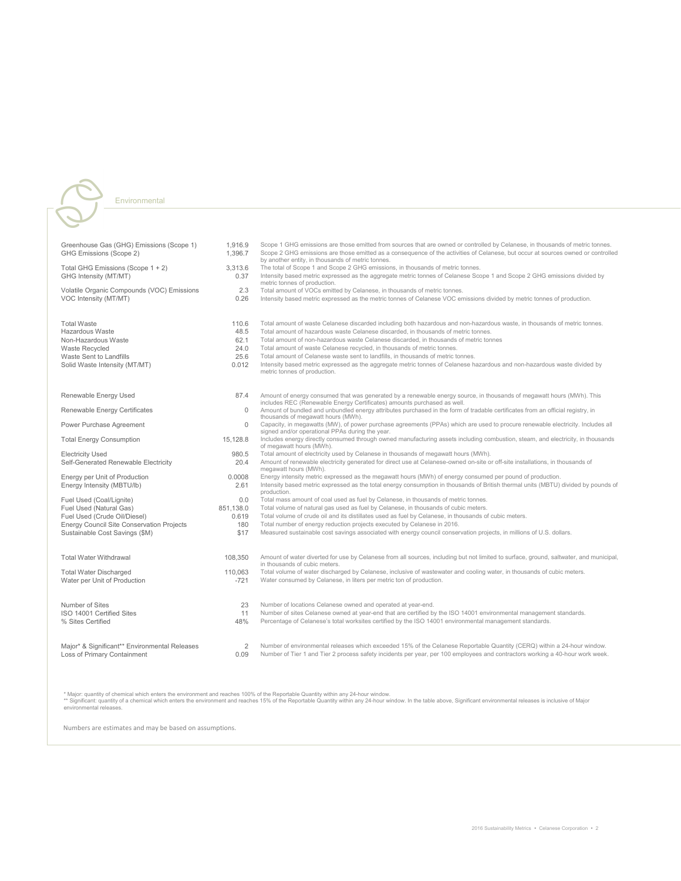## Environmental

| | | |
|---|---|---|
| Greenhouse Gas (GHG) Emissions (Scope 1) | 1,916.9 | Scope 1 GHG emissions are those emitted from sources that are owned or controlled by Celanese, in thousands of metric tonnes. |
| GHG Emissions (Scope 2) | 1,396.7 | Scope 2 GHG emissions are those emitted as a consequence of the activities of Celanese, but occur at sources owned or controlled by another entity, in thousands of metric tonnes. |
| Total GHG Emissions (Scope 1 + 2) | 3,313.6 | The total of Scope 1 and Scope 2 GHG emissions, in thousands of metric tonnes. |
| GHG Intensity (MT/MT) | 0.37 | Intensity based metric expressed as the aggregate metric tonnes of Celanese Scope 1 and Scope 2 GHG emissions divided by metric tonnes of production. |
| Volatile Organic Compounds (VOC) Emissions | 2.3 | Total amount of VOCs emitted by Celanese, in thousands of metric tonnes. |
| VOC Intensity (MT/MT) | 0.26 | Intensity based metric expressed as the metric tonnes of Celanese VOC emissions divided by metric tonnes of production. |
| Total Waste | 110.6 | Total amount of waste Celanese discarded including both hazardous and non-hazardous waste, in thousands of metric tonnes. |
| Hazardous Waste | 48.5 | Total amount of hazardous waste Celanese discarded, in thousands of metric tonnes. |
| Non-Hazardous Waste | 62.1 | Total amount of non-hazardous waste Celanese discarded, in thousands of metric tonnes |
| Waste Recycled | 24.0 | Total amount of waste Celanese recycled, in thousands of metric tonnes. |
| Waste Sent to Landfills | 25.6 | Total amount of Celanese waste sent to landfills, in thousands of metric tonnes. |
| Solid Waste Intensity (MT/MT) | 0.012 | Intensity based metric expressed as the aggregate metric tonnes of Celanese hazardous and non-hazardous waste divided by metric tonnes of production. |
| Renewable Energy Used | 87.4 | Amount of energy consumed that was generated by a renewable energy source, in thousands of megawatt hours (MWh). This includes REC (Renewable Energy Certificates) amounts purchased as well. |
| Renewable Energy Certificates | 0 | Amount of bundled and unbundled energy attributes purchased in the form of tradable certificates from an official registry, in thousands of megawatt hours (MWh). |
| Power Purchase Agreement | 0 | Capacity, in megawatts (MW), of power purchase agreements (PPAs) which are used to procure renewable electricity. Includes all signed and/or operational PPAs during the year. |
| Total Energy Consumption | 15,128.8 | Includes energy directly consumed through owned manufacturing assets including combustion, steam, and electricity, in thousands of megawatt hours (MWh). |
| Electricity Used | 980.5 | Total amount of electricity used by Celanese in thousands of megawatt hours (MWh). |
| Self-Generated Renewable Electricity | 20.4 | Amount of renewable electricity generated for direct use at Celanese-owned on-site or off-site installations, in thousands of megawatt hours (MWh). |
| Energy per Unit of Production | 0.0008 | Energy intensity metric expressed as the megawatt hours (MWh) of energy consumed per pound of production. |
| Energy Intensity (MBTU/lb) | 2.61 | Intensity based metric expressed as the total energy consumption in thousands of British thermal units (MBTU) divided by pounds of production. |
| Fuel Used (Coal/Lignite) | 0.0 | Total mass amount of coal used as fuel by Celanese, in thousands of metric tonnes. |
| Fuel Used (Natural Gas) | 851,138.0 | Total volume of natural gas used as fuel by Celanese, in thousands of cubic meters. |
| Fuel Used (Crude Oil/Diesel) | 0.619 | Total volume of crude oil and its distillates used as fuel by Celanese, in thousands of cubic meters. |
| Energy Council Site Conservation Projects | 180 | Total number of energy reduction projects executed by Celanese in 2016. |
| Sustainable Cost Savings ($M) | $17 | Measured sustainable cost savings associated with energy council conservation projects, in millions of U.S. dollars. |
| Total Water Withdrawal | 108,350 | Amount of water diverted for use by Celanese from all sources, including but not limited to surface, ground, saltwater, and municipal, in thousands of cubic meters. |
| Total Water Discharged | 110,063 | Total volume of water discharged by Celanese, inclusive of wastewater and cooling water, in thousands of cubic meters. |
| Water per Unit of Production | -721 | Water consumed by Celanese, in liters per metric ton of production. |
| Number of Sites | 23 | Number of locations Celanese owned and operated at year-end. |
| ISO 14001 Certified Sites | 11 | Number of sites Celanese owned at year-end that are certified by the ISO 14001 environmental management standards. |
| % Sites Certified | 48% | Percentage of Celanese's total worksites certified by the ISO 14001 environmental management standards. |
| Major* & Significant** Environmental Releases | 2 | Number of environmental releases which exceeded 15% of the Celanese Reportable Quantity (CERQ) within a 24-hour window. |
| Loss of Primary Containment | 0.09 | Number of Tier 1 and Tier 2 process safety incidents per year, per 100 employees and contractors working a 40-hour work week. |

* Major: quantity of chemical which enters the environment and reaches 100% of the Reportable Quantity within any 24-hour window.
** Significant: quantity of a chemical which enters the environment and reaches 15% of the Reportable Quantity within any 24-hour window. In the table above, Significant environmental releases is inclusive of Major environmental releases.

Numbers are estimates and may be based on assumptions.